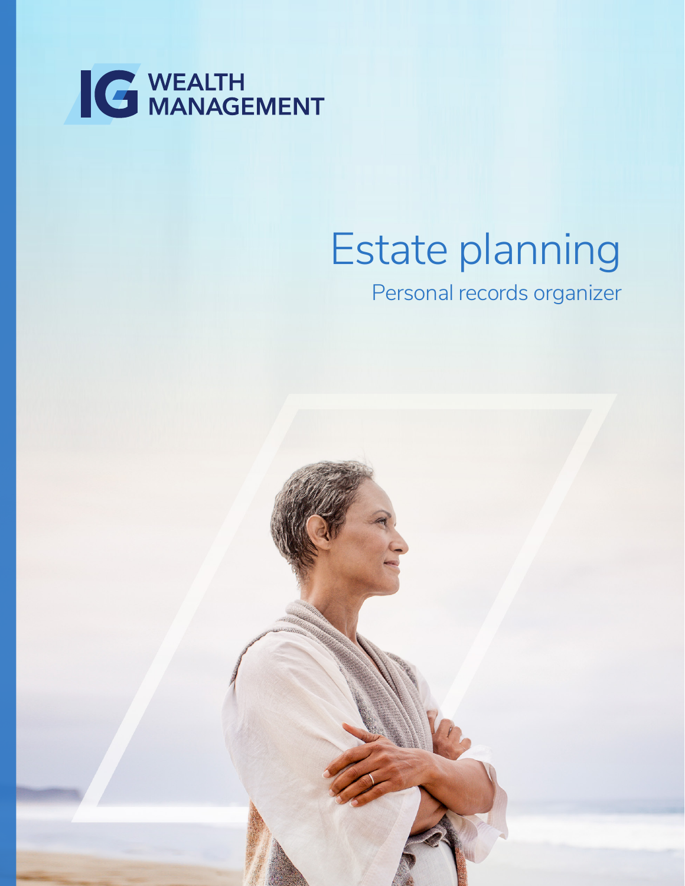IG WEALTH MANAGEMENT

# Estate planning

## Personal records organizer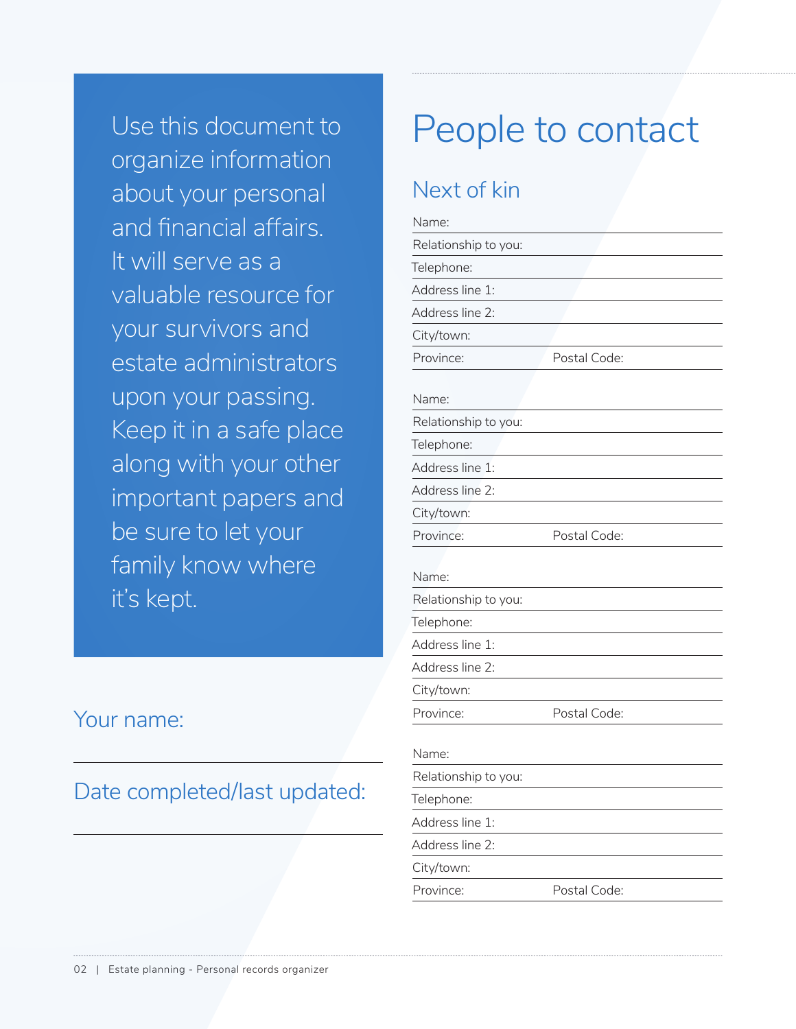Use this document to organize information about your personal and financial affairs. It will serve as a valuable resource for your survivors and estate administrators upon your passing. Keep it in a safe place along with your other important papers and be sure to let your family know where it's kept.

Your name:

Date completed/last updated:

# People to contact

## Next of kin

Name:

Relationship to you:

Telephone:

Address line 1:

Address line 2:

City/town:

Province: Postal Code:

Name:

Relationship to you:

Telephone:

Address line 1:

Address line 2:

City/town:

Province: Postal Code:

Name:

Relationship to you:

Telephone:

Address line 1:

Address line 2:

City/town:

Province: Postal Code:

Name:

Relationship to you:

Telephone:

Address line 1:

Address line 2:

City/town:

Province: Postal Code: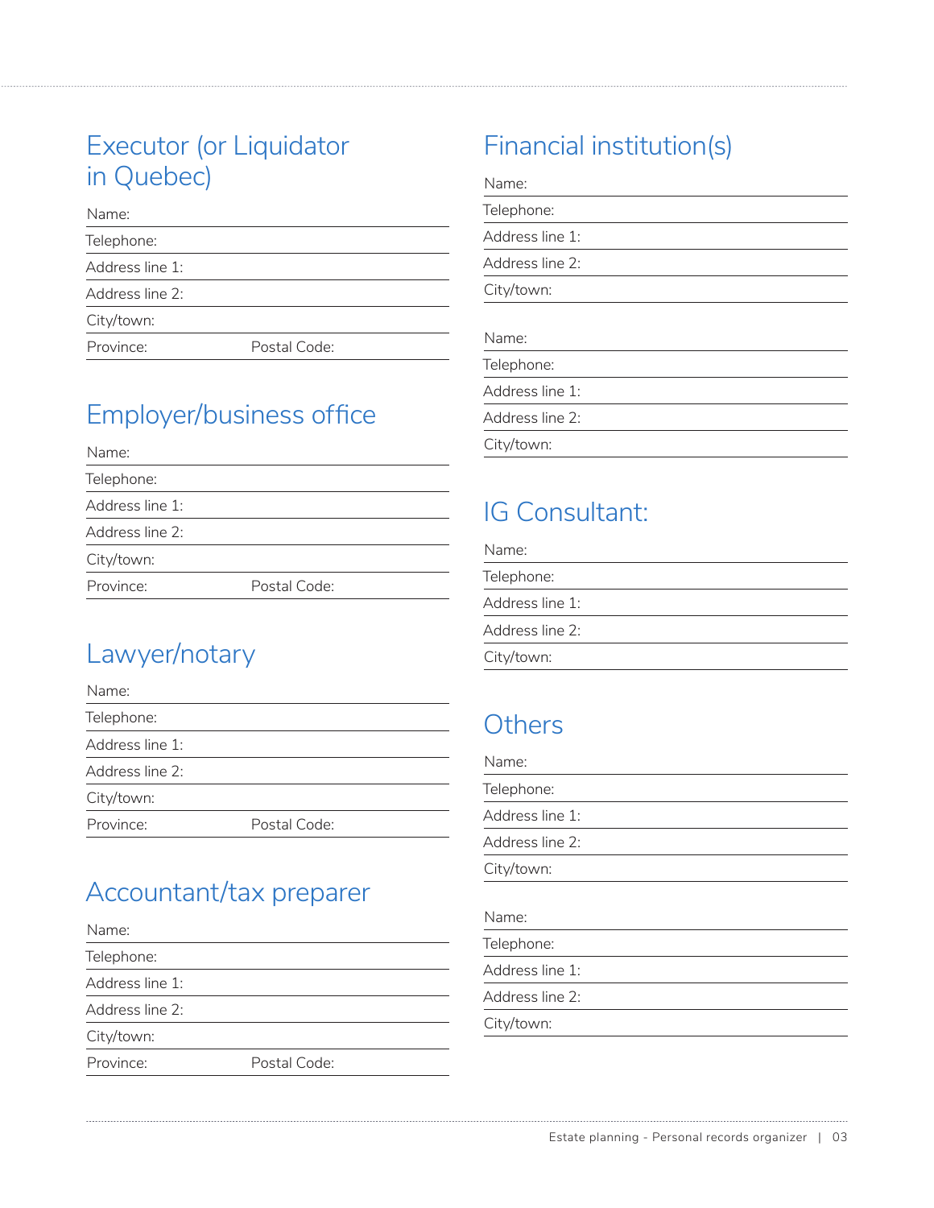## Executor (or Liquidator in Quebec)

Name:

Telephone:

Address line 1:

Address line 2:

City/town:

Province: Postal Code:

## Employer/business office

Name:

Telephone:

Address line 1:

Address line 2:

City/town:

Province: Postal Code:

## Lawyer/notary

Name:

Telephone:

Address line 1:

Address line 2:

City/town:

Province: Postal Code:

## Accountant/tax preparer

Name:

Telephone:

Address line 1:

Address line 2:

City/town:

Province: Postal Code:

## Financial institution(s)

Name:

Telephone:

Address line 1:

Address line 2:

City/town:

Name:

Telephone:

Address line 1:

Address line 2:

City/town:

## IG Consultant:

Name:

Telephone:

Address line 1:

Address line 2:

City/town:

## Others

Name:

Telephone:

Address line 1:

Address line 2:

City/town:

Name:

Telephone:

Address line 1:

Address line 2:

City/town: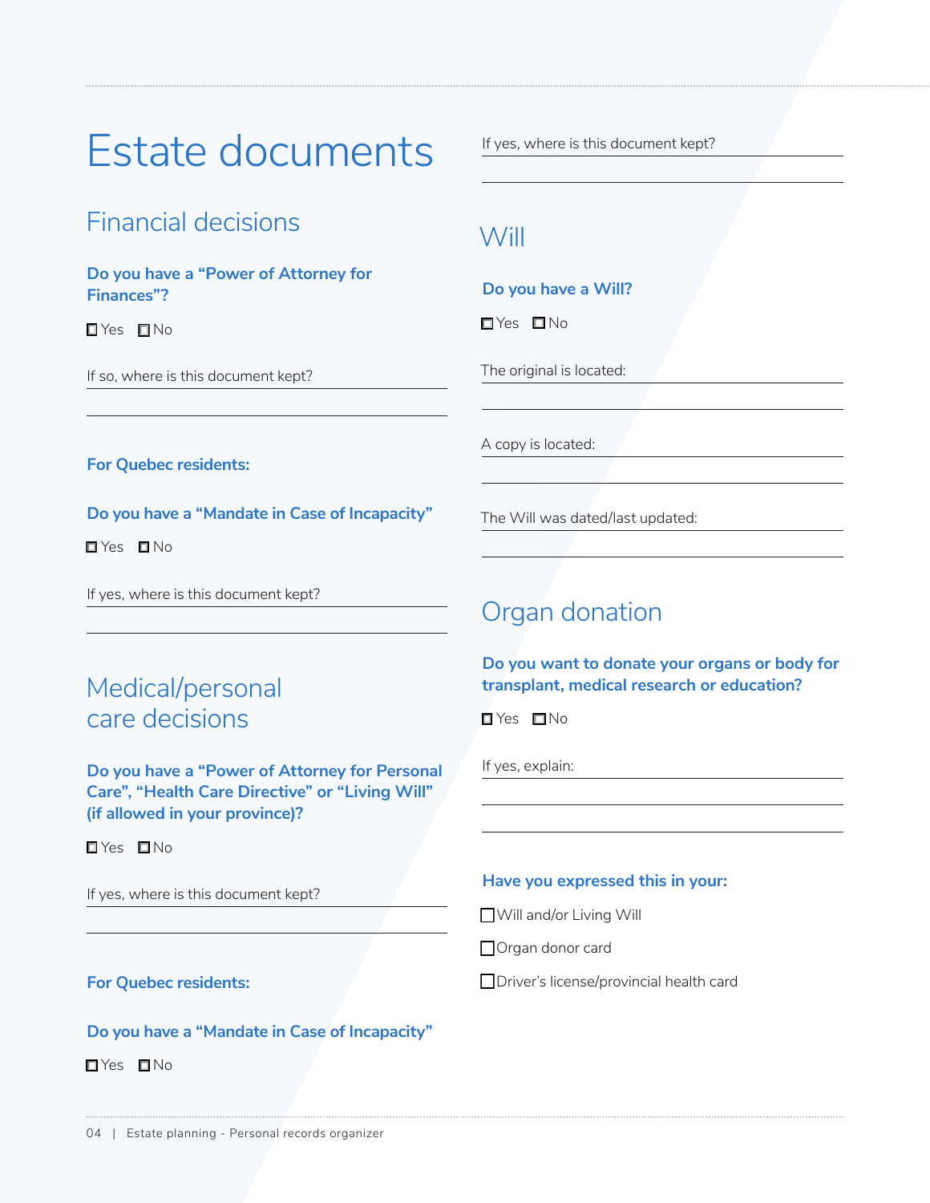# Estate documents

## Financial decisions

**Do you have a "Power of Attorney for Finances"?**

☐ Yes ☐ No

If so, where is this document kept? \_\_\_\_\_\_\_\_\_\_\_\_\_\_\_\_\_\_\_\_

**For Quebec residents:**

**Do you have a "Mandate in Case of Incapacity"**

☐ Yes ☐ No

If yes, where is this document kept? \_\_\_\_\_\_\_\_\_\_\_\_\_\_\_\_\_\_\_\_

## Medical/personal care decisions

**Do you have a "Power of Attorney for Personal Care", "Health Care Directive" or "Living Will" (if allowed in your province)?**

☐ Yes ☐ No

If yes, where is this document kept? \_\_\_\_\_\_\_\_\_\_\_\_\_\_\_\_\_\_\_\_

**For Quebec residents:**

**Do you have a "Mandate in Case of Incapacity"**

☐ Yes ☐ No

If yes, where is this document kept? \_\_\_\_\_\_\_\_\_\_\_\_\_\_\_\_\_\_\_\_

## Will

**Do you have a Will?**

☐ Yes ☐ No

The original is located: \_\_\_\_\_\_\_\_\_\_\_\_\_\_\_\_\_\_\_\_

A copy is located: \_\_\_\_\_\_\_\_\_\_\_\_\_\_\_\_\_\_\_\_

The Will was dated/last updated: \_\_\_\_\_\_\_\_\_\_\_\_\_\_\_\_\_\_\_\_

## Organ donation

**Do you want to donate your organs or body for transplant, medical research or education?**

☐ Yes ☐ No

If yes, explain: \_\_\_\_\_\_\_\_\_\_\_\_\_\_\_\_\_\_\_\_

**Have you expressed this in your:**

☐ Will and/or Living Will

☐ Organ donor card

☐ Driver's license/provincial health card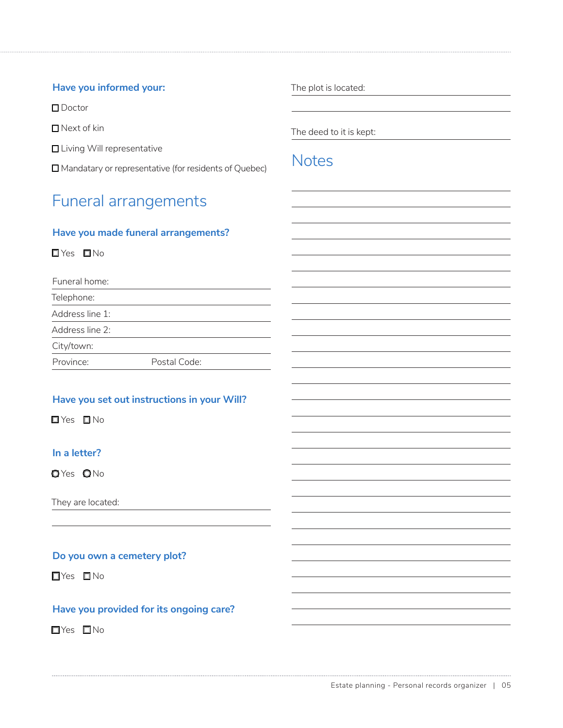**Have you informed your:**

- ☐ Doctor
- ☐ Next of kin
- ☐ Living Will representative
- ☐ Mandatary or representative (for residents of Quebec)

## Funeral arrangements

**Have you made funeral arrangements?**

☐ Yes ☐ No

Funeral home: ______________________

Telephone: ______________________

Address line 1: ______________________

Address line 2: ______________________

City/town: ______________________

Province: ______________ Postal Code: ______________

**Have you set out instructions in your Will?**

☐ Yes ☐ No

**In a letter?**

○ Yes ○ No

They are located: ______________________

______________________

**Do you own a cemetery plot?**

☐ Yes ☐ No

**Have you provided for its ongoing care?**

☐ Yes ☐ No

The plot is located: ______________________

______________________

The deed to it is kept: ______________________

## Notes

______________________

______________________

______________________

______________________

______________________

______________________

______________________

______________________

______________________

______________________

______________________

______________________

______________________

______________________

______________________

______________________

______________________

______________________

______________________

______________________

______________________

______________________

______________________

______________________

______________________

______________________

______________________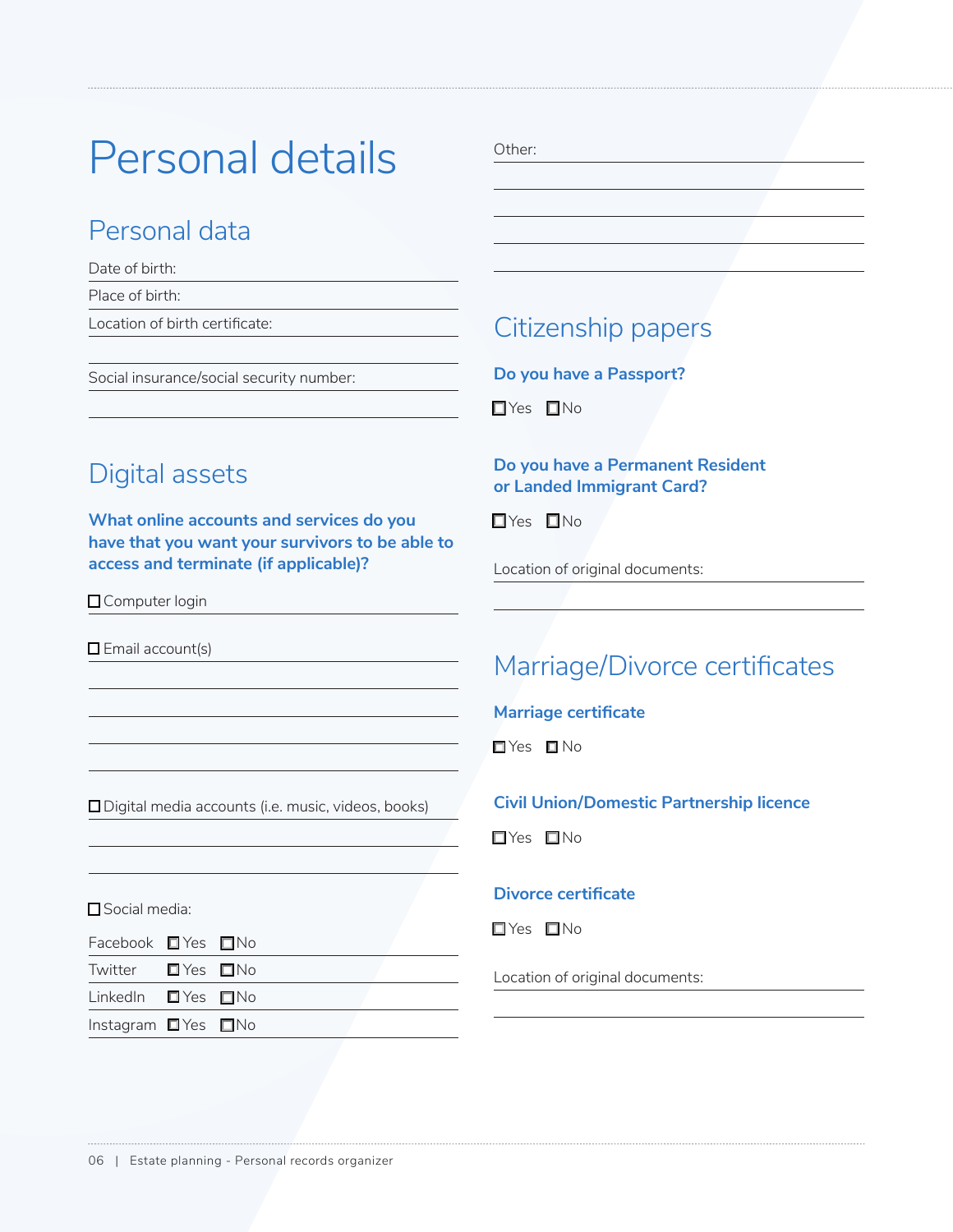# Personal details

## Personal data

Date of birth:

Place of birth:

Location of birth certificate:

Social insurance/social security number:

## Digital assets

**What online accounts and services do you have that you want your survivors to be able to access and terminate (if applicable)?**

☐ Computer login

☐ Email account(s)

☐ Digital media accounts (i.e. music, videos, books)

☐ Social media:

| | | |
|---|---|---|
| Facebook | ☐ Yes | ☐ No |
| Twitter | ☐ Yes | ☐ No |
| LinkedIn | ☐ Yes | ☐ No |
| Instagram | ☐ Yes | ☐ No |

Other:

## Citizenship papers

**Do you have a Passport?**

☐ Yes ☐ No

**Do you have a Permanent Resident or Landed Immigrant Card?**

☐ Yes ☐ No

Location of original documents:

## Marriage/Divorce certificates

**Marriage certificate**

☐ Yes ☐ No

**Civil Union/Domestic Partnership licence**

☐ Yes ☐ No

**Divorce certificate**

☐ Yes ☐ No

Location of original documents: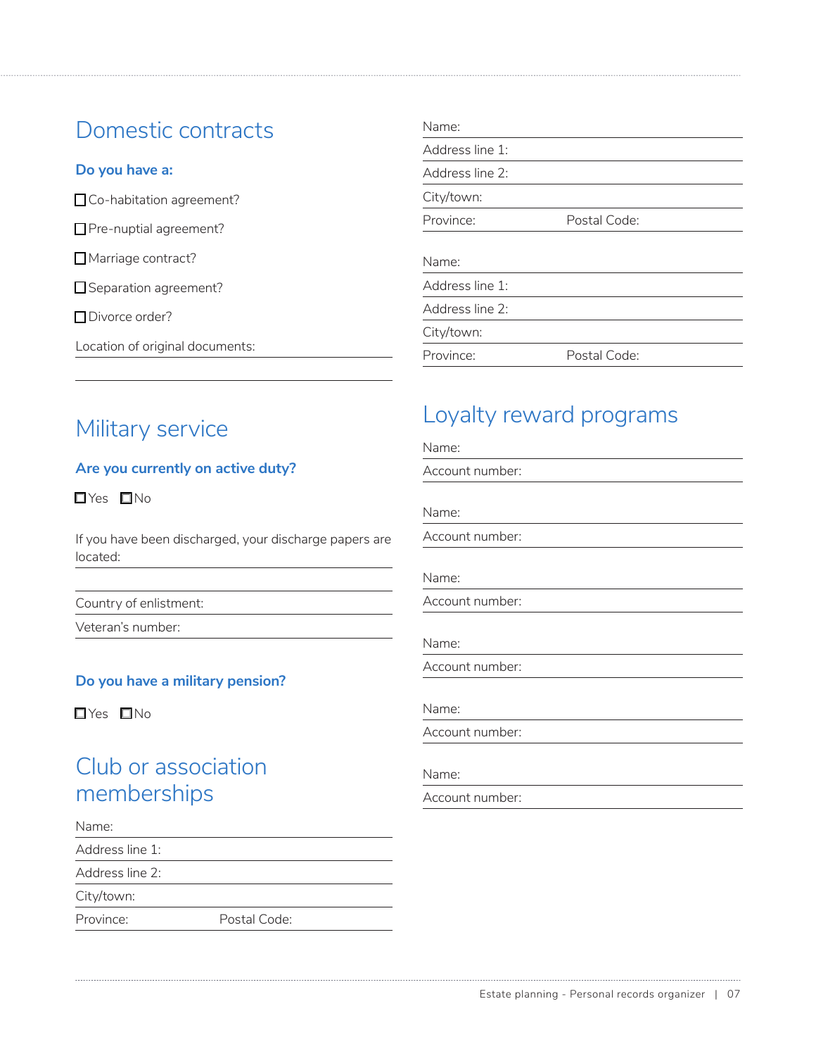## Domestic contracts

### Do you have a:

☐ Co-habitation agreement?

☐ Pre-nuptial agreement?

☐ Marriage contract?

☐ Separation agreement?

☐ Divorce order?

Location of original documents: \_\_\_\_\_\_\_\_\_\_\_\_\_\_\_\_\_\_\_\_

Name:

Address line 1:

Address line 2:

City/town:

Province: Postal Code:

Name:

Address line 1:

Address line 2:

City/town:

Province: Postal Code:

## Military service

### Are you currently on active duty?

☐ Yes ☐ No

If you have been discharged, your discharge papers are located:

Country of enlistment:

Veteran's number:

### Do you have a military pension?

☐ Yes ☐ No

## Club or association memberships

Name:

Address line 1:

Address line 2:

City/town:

Province: Postal Code:

## Loyalty reward programs

Name:

Account number:

Name:

Account number:

Name:

Account number:

Name:

Account number:

Name:

Account number:

Name:

Account number: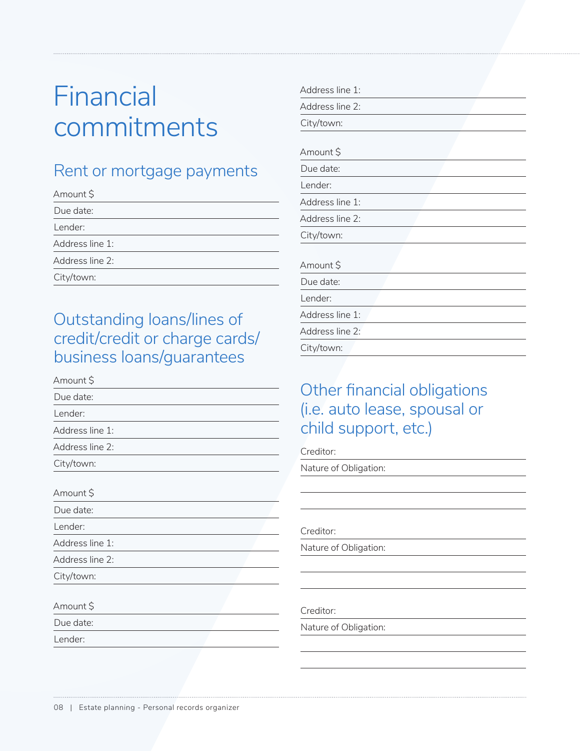# Financial commitments

## Rent or mortgage payments

Amount $

Due date:

Lender:

Address line 1:

Address line 2:

City/town:

## Outstanding loans/lines of credit/credit or charge cards/ business loans/guarantees

Amount $

Due date:

Lender:

Address line 1:

Address line 2:

City/town:

Amount $

Due date:

Lender:

Address line 1:

Address line 2:

City/town:

Amount $

Due date:

Lender:

Address line 1:

Address line 2:

City/town:

Amount $

Due date:

Lender:

Address line 1:

Address line 2:

City/town:

Amount $

Due date:

Lender:

Address line 1:

Address line 2:

City/town:

## Other financial obligations (i.e. auto lease, spousal or child support, etc.)

Creditor:

Nature of Obligation:

Creditor:

Nature of Obligation:

Creditor:

Nature of Obligation: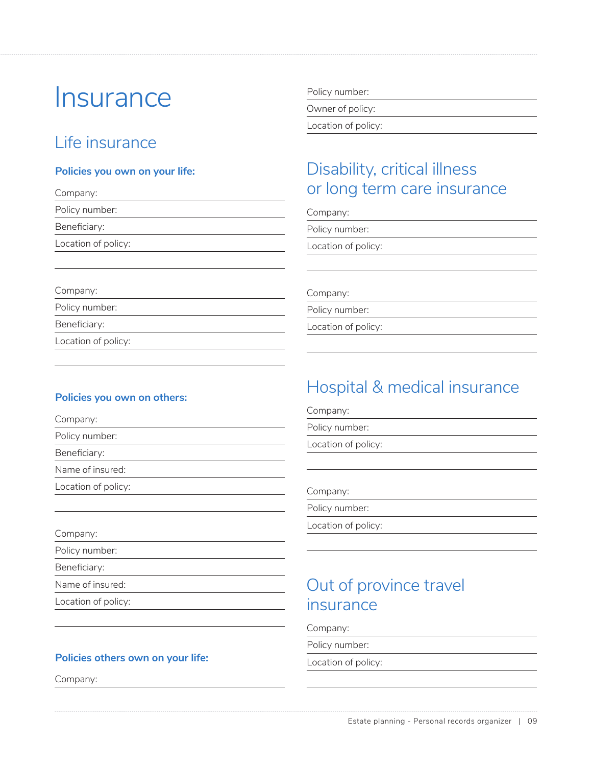# Insurance

## Life insurance

**Policies you own on your life:**

Company:

Policy number:

Beneficiary:

Location of policy:

Company:

Policy number:

Beneficiary:

Location of policy:

**Policies you own on others:**

Company:

Policy number:

Beneficiary:

Name of insured:

Location of policy:

Company:

Policy number:

Beneficiary:

Name of insured:

Location of policy:

**Policies others own on your life:**

Company:

Policy number:

Owner of policy:

Location of policy:

## Disability, critical illness or long term care insurance

Company:

Policy number:

Location of policy:

Company:

Policy number:

Location of policy:

## Hospital & medical insurance

Company:

Policy number:

Location of policy:

Company:

Policy number:

Location of policy:

## Out of province travel insurance

Company:

Policy number:

Location of policy: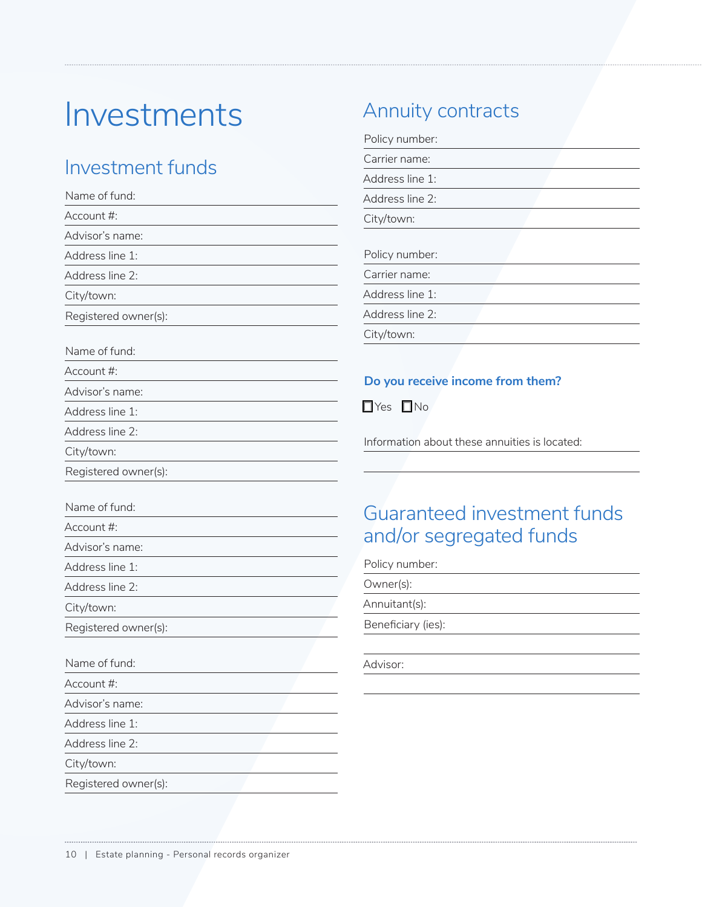# Investments

## Investment funds

Name of fund:

Account #:

Advisor's name:

Address line 1:

Address line 2:

City/town:

Registered owner(s):

Name of fund:

Account #:

Advisor's name:

Address line 1:

Address line 2:

City/town:

Registered owner(s):

Name of fund:

Account #:

Advisor's name:

Address line 1:

Address line 2:

City/town:

Registered owner(s):

Name of fund:

Account #:

Advisor's name:

Address line 1:

Address line 2:

City/town:

Registered owner(s):

## Annuity contracts

Policy number:

Carrier name:

Address line 1:

Address line 2:

City/town:

Policy number:

Carrier name:

Address line 1:

Address line 2:

City/town:

**Do you receive income from them?**

☐ Yes ☐ No

Information about these annuities is located:

## Guaranteed investment funds and/or segregated funds

Policy number:

Owner(s):

Annuitant(s):

Beneficiary (ies):

Advisor: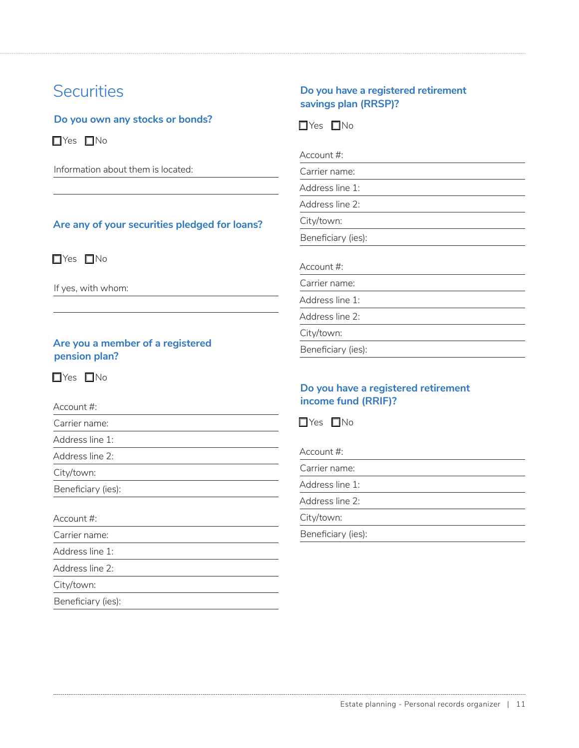# Securities

### Do you own any stocks or bonds?

☐ Yes ☐ No

Information about them is located:

### Are any of your securities pledged for loans?

☐ Yes ☐ No

If yes, with whom:

### Are you a member of a registered pension plan?

☐ Yes ☐ No

Account #:

Carrier name:

Address line 1:

Address line 2:

City/town:

Beneficiary (ies):

Account #:

Carrier name:

Address line 1:

Address line 2:

City/town:

Beneficiary (ies):

### Do you have a registered retirement savings plan (RRSP)?

☐ Yes ☐ No

Account #:

Carrier name:

Address line 1:

Address line 2:

City/town:

Beneficiary (ies):

Account #:

Carrier name:

Address line 1:

Address line 2:

City/town:

Beneficiary (ies):

### Do you have a registered retirement income fund (RRIF)?

☐ Yes ☐ No

Account #:

Carrier name:

Address line 1:

Address line 2:

City/town:

Beneficiary (ies):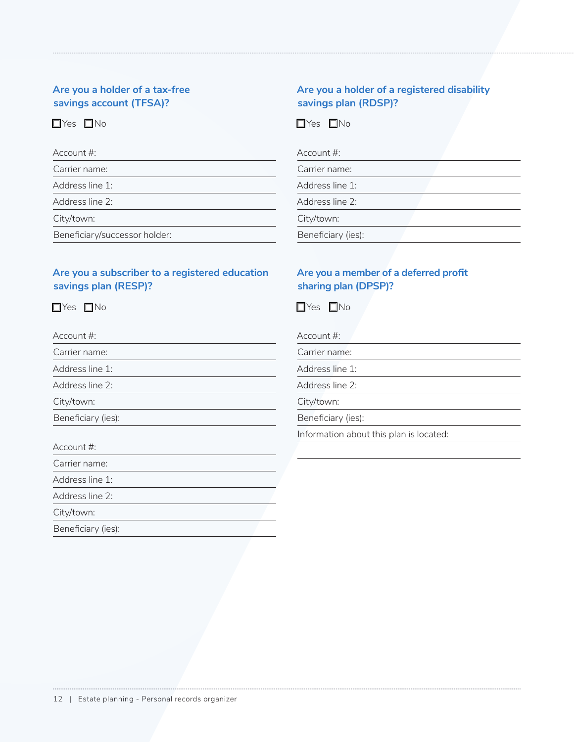## Are you a holder of a tax-free savings account (TFSA)?

☐ Yes ☐ No

Account #:

Carrier name:

Address line 1:

Address line 2:

City/town:

Beneficiary/successor holder:

## Are you a subscriber to a registered education savings plan (RESP)?

☐ Yes ☐ No

Account #:

Carrier name:

Address line 1:

Address line 2:

City/town:

Beneficiary (ies):

Account #:

Carrier name:

Address line 1:

Address line 2:

City/town:

Beneficiary (ies):

## Are you a holder of a registered disability savings plan (RDSP)?

☐ Yes ☐ No

Account #:

Carrier name:

Address line 1:

Address line 2:

City/town:

Beneficiary (ies):

## Are you a member of a deferred profit sharing plan (DPSP)?

☐ Yes ☐ No

Account #:

Carrier name:

Address line 1:

Address line 2:

City/town:

Beneficiary (ies):

Information about this plan is located: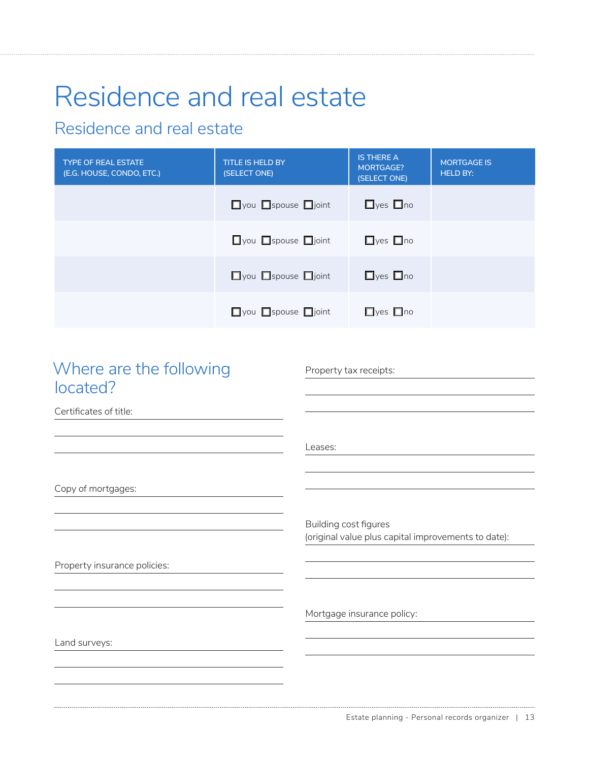# Residence and real estate

## Residence and real estate

| TYPE OF REAL ESTATE (E.G. HOUSE, CONDO, ETC.) | TITLE IS HELD BY (SELECT ONE) | IS THERE A MORTGAGE? (SELECT ONE) | MORTGAGE IS HELD BY: |
|---|---|---|---|
| | ☐you ☐spouse ☐joint | ☐yes ☐no | |
| | ☐you ☐spouse ☐joint | ☐yes ☐no | |
| | ☐you ☐spouse ☐joint | ☐yes ☐no | |
| | ☐you ☐spouse ☐joint | ☐yes ☐no | |

## Where are the following located?

Certificates of title:

Copy of mortgages:

Property insurance policies:

Land surveys:

Property tax receipts:

Leases:

Building cost figures (original value plus capital improvements to date):

Mortgage insurance policy: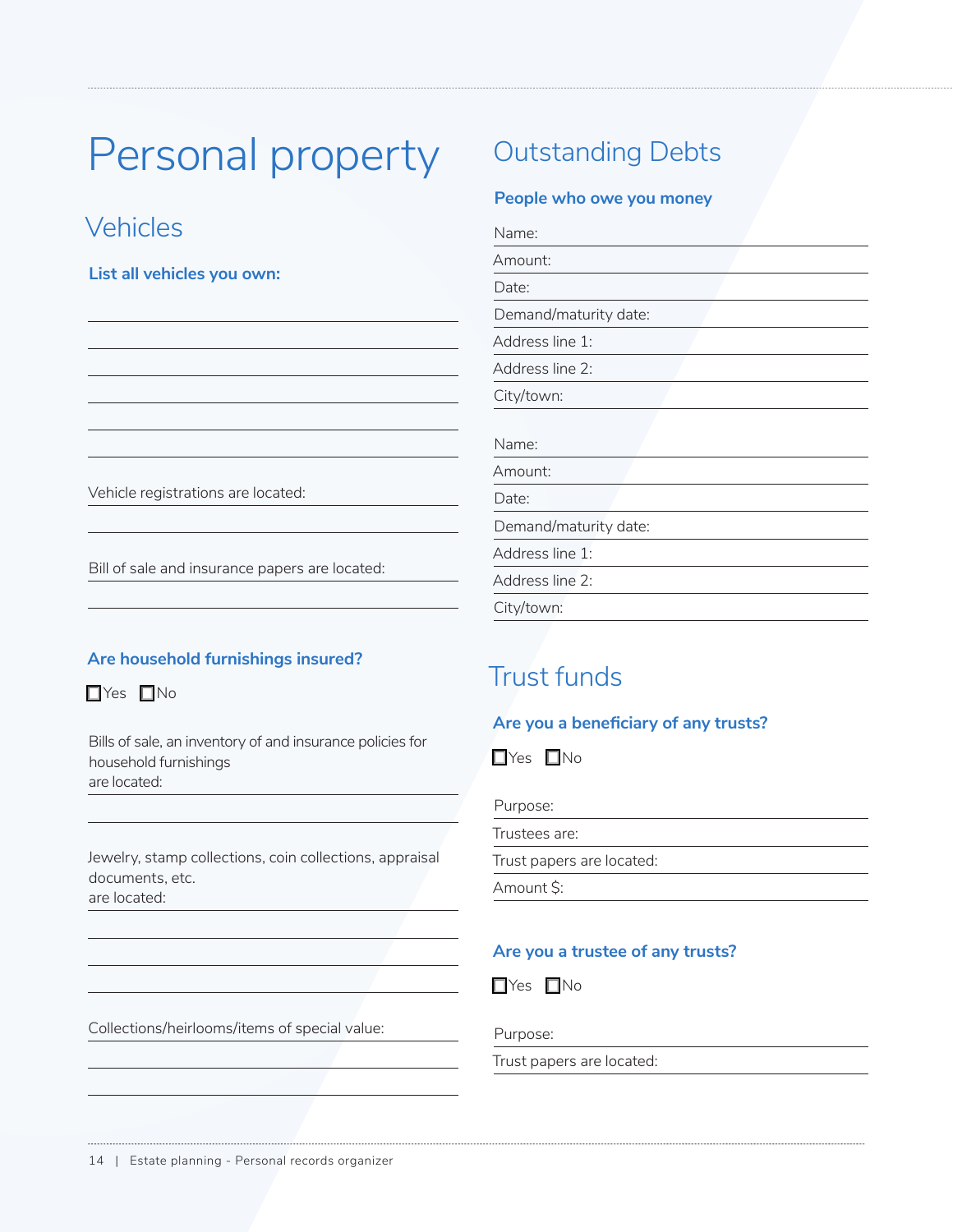# Personal property

## Vehicles

**List all vehicles you own:**

\_\_\_\_\_\_\_\_\_\_\_\_\_\_\_\_\_\_\_\_\_\_\_\_\_\_\_\_\_\_

\_\_\_\_\_\_\_\_\_\_\_\_\_\_\_\_\_\_\_\_\_\_\_\_\_\_\_\_\_\_

\_\_\_\_\_\_\_\_\_\_\_\_\_\_\_\_\_\_\_\_\_\_\_\_\_\_\_\_\_\_

\_\_\_\_\_\_\_\_\_\_\_\_\_\_\_\_\_\_\_\_\_\_\_\_\_\_\_\_\_\_

\_\_\_\_\_\_\_\_\_\_\_\_\_\_\_\_\_\_\_\_\_\_\_\_\_\_\_\_\_\_

\_\_\_\_\_\_\_\_\_\_\_\_\_\_\_\_\_\_\_\_\_\_\_\_\_\_\_\_\_\_

Vehicle registrations are located:

\_\_\_\_\_\_\_\_\_\_\_\_\_\_\_\_\_\_\_\_\_\_\_\_\_\_\_\_\_\_

Bill of sale and insurance papers are located:

\_\_\_\_\_\_\_\_\_\_\_\_\_\_\_\_\_\_\_\_\_\_\_\_\_\_\_\_\_\_

**Are household furnishings insured?**

☐ Yes ☐ No

Bills of sale, an inventory of and insurance policies for household furnishings are located:

\_\_\_\_\_\_\_\_\_\_\_\_\_\_\_\_\_\_\_\_\_\_\_\_\_\_\_\_\_\_

Jewelry, stamp collections, coin collections, appraisal documents, etc. are located:

\_\_\_\_\_\_\_\_\_\_\_\_\_\_\_\_\_\_\_\_\_\_\_\_\_\_\_\_\_\_

\_\_\_\_\_\_\_\_\_\_\_\_\_\_\_\_\_\_\_\_\_\_\_\_\_\_\_\_\_\_

\_\_\_\_\_\_\_\_\_\_\_\_\_\_\_\_\_\_\_\_\_\_\_\_\_\_\_\_\_\_

Collections/heirlooms/items of special value:

\_\_\_\_\_\_\_\_\_\_\_\_\_\_\_\_\_\_\_\_\_\_\_\_\_\_\_\_\_\_

\_\_\_\_\_\_\_\_\_\_\_\_\_\_\_\_\_\_\_\_\_\_\_\_\_\_\_\_\_\_

## Outstanding Debts

**People who owe you money**

Name:

Amount:

Date:

Demand/maturity date:

Address line 1:

Address line 2:

City/town:

Name:

Amount:

Date:

Demand/maturity date:

Address line 1:

Address line 2:

City/town:

## Trust funds

**Are you a beneficiary of any trusts?**

☐ Yes ☐ No

Purpose:

Trustees are:

Trust papers are located:

Amount $:

**Are you a trustee of any trusts?**

☐ Yes ☐ No

Purpose:

Trust papers are located: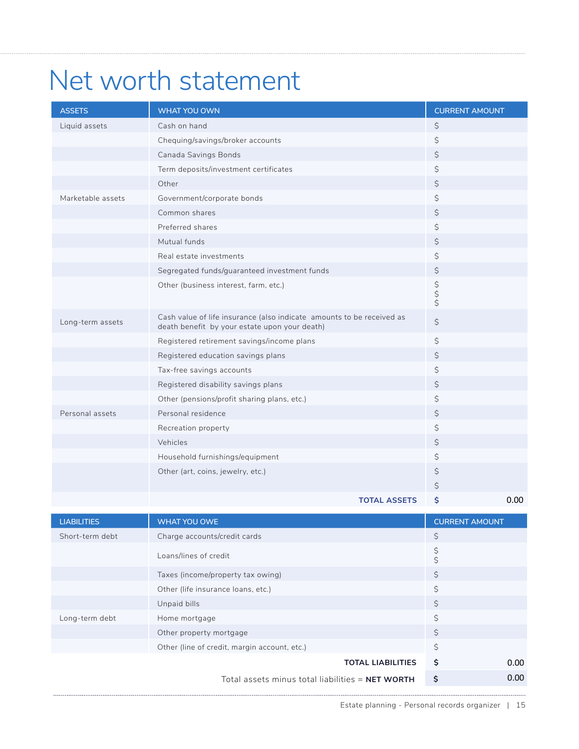# Net worth statement

| ASSETS | WHAT YOU OWN | CURRENT AMOUNT |
|---|---|---|
| Liquid assets | Cash on hand | $ |
| | Chequing/savings/broker accounts | $ |
| | Canada Savings Bonds | $ |
| | Term deposits/investment certificates | $ |
| | Other | $ |
| Marketable assets | Government/corporate bonds | $ |
| | Common shares | $ |
| | Preferred shares | $ |
| | Mutual funds | $ |
| | Real estate investments | $ |
| | Segregated funds/guaranteed investment funds | $ |
| | Other (business interest, farm, etc.) | $ $ $ |
| Long-term assets | Cash value of life insurance (also indicate amounts to be received as death benefit by your estate upon your death) | $ |
| | Registered retirement savings/income plans | $ |
| | Registered education savings plans | $ |
| | Tax-free savings accounts | $ |
| | Registered disability savings plans | $ |
| | Other (pensions/profit sharing plans, etc.) | $ |
| Personal assets | Personal residence | $ |
| | Recreation property | $ |
| | Vehicles | $ |
| | Household furnishings/equipment | $ |
| | Other (art, coins, jewelry, etc.) | $ |
| | | $ |
| | **TOTAL ASSETS** | **$** 0.00 |

| LIABILITIES | WHAT YOU OWE | CURRENT AMOUNT |
|---|---|---|
| Short-term debt | Charge accounts/credit cards | $ |
| | Loans/lines of credit | $ $ |
| | Taxes (income/property tax owing) | $ |
| | Other (life insurance loans, etc.) | $ |
| | Unpaid bills | $ |
| Long-term debt | Home mortgage | $ |
| | Other property mortgage | $ |
| | Other (line of credit, margin account, etc.) | $ |
| | **TOTAL LIABILITIES** | **$** 0.00 |
| | Total assets minus total liabilities = **NET WORTH** | **$** 0.00 |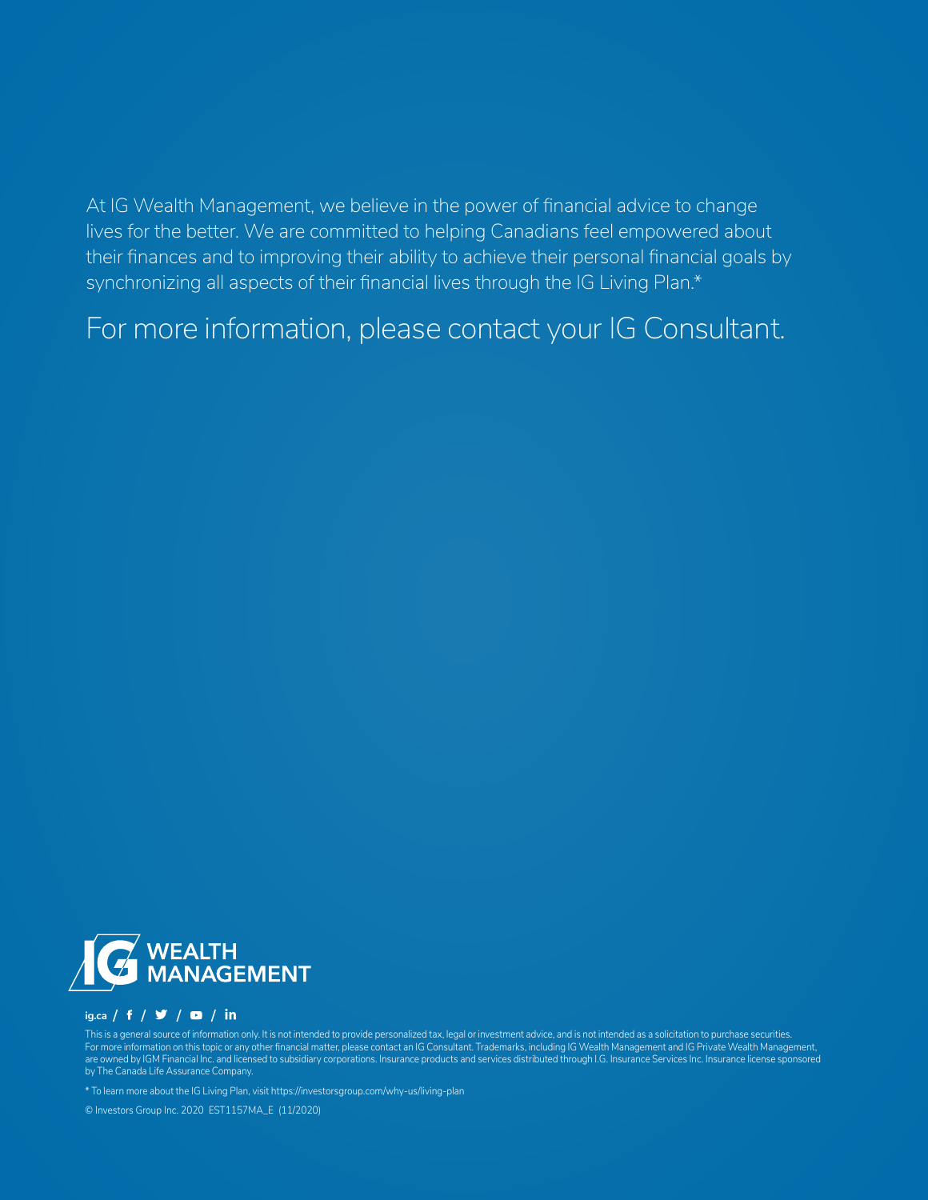At IG Wealth Management, we believe in the power of financial advice to change lives for the better. We are committed to helping Canadians feel empowered about their finances and to improving their ability to achieve their personal financial goals by synchronizing all aspects of their financial lives through the IG Living Plan.*

For more information, please contact your IG Consultant.

WEALTH MANAGEMENT

ig.ca / f / / / in

This is a general source of information only. It is not intended to provide personalized tax, legal or investment advice, and is not intended as a solicitation to purchase securities. For more information on this topic or any other financial matter, please contact an IG Consultant. Trademarks, including IG Wealth Management and IG Private Wealth Management, are owned by IGM Financial Inc. and licensed to subsidiary corporations. Insurance products and services distributed through I.G. Insurance Services Inc. Insurance license sponsored by The Canada Life Assurance Company.

* To learn more about the IG Living Plan, visit https://investorsgroup.com/why-us/living-plan

© Investors Group Inc. 2020 EST1157MA_E (11/2020)